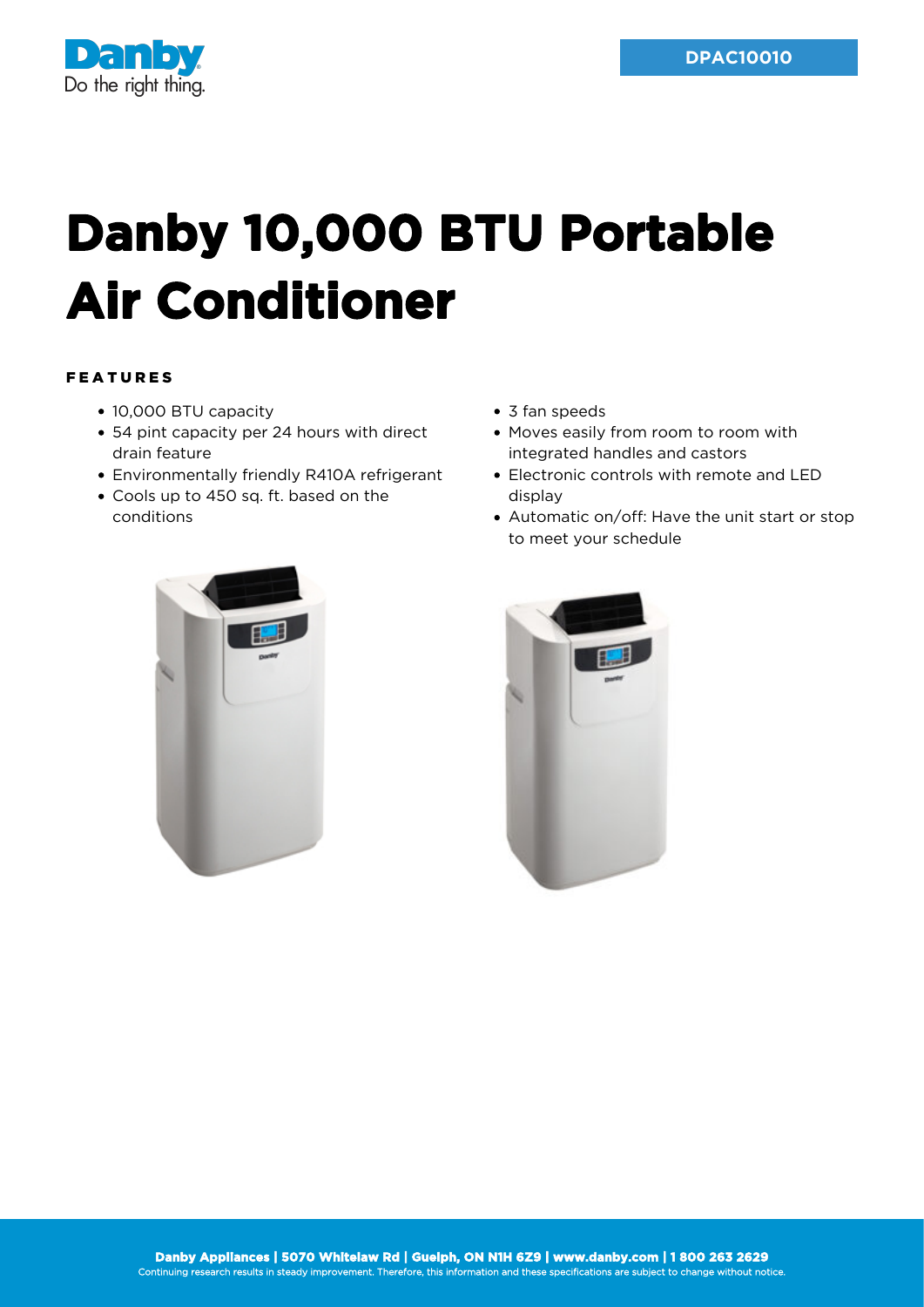DPAC10010

# Danby 10,000 BTU Portable Air Conditioner

## FEATURES

- 10,000 BTU capacity
- 54 pint capacity per 24 hours with direct drain feature
- Environmentally friendly R410A refrigerant
- Cools up to 450 sq. ft. based on the conditions
- 3 fan speeds
- Moves easily from room to room with integrated handles and castors
- Electronic controls with remote and LED display
- Automatic on/off: Have the unit start or stop to meet your schedule

**Danby Appliances | 5070 Whitelaw Rd | Guelph, ON N1H 6Z9 | www.danby.com | 1 800 263 2629**
Continuing research results in steady improvement. Therefore, this information and these specifications are subject to change without notice.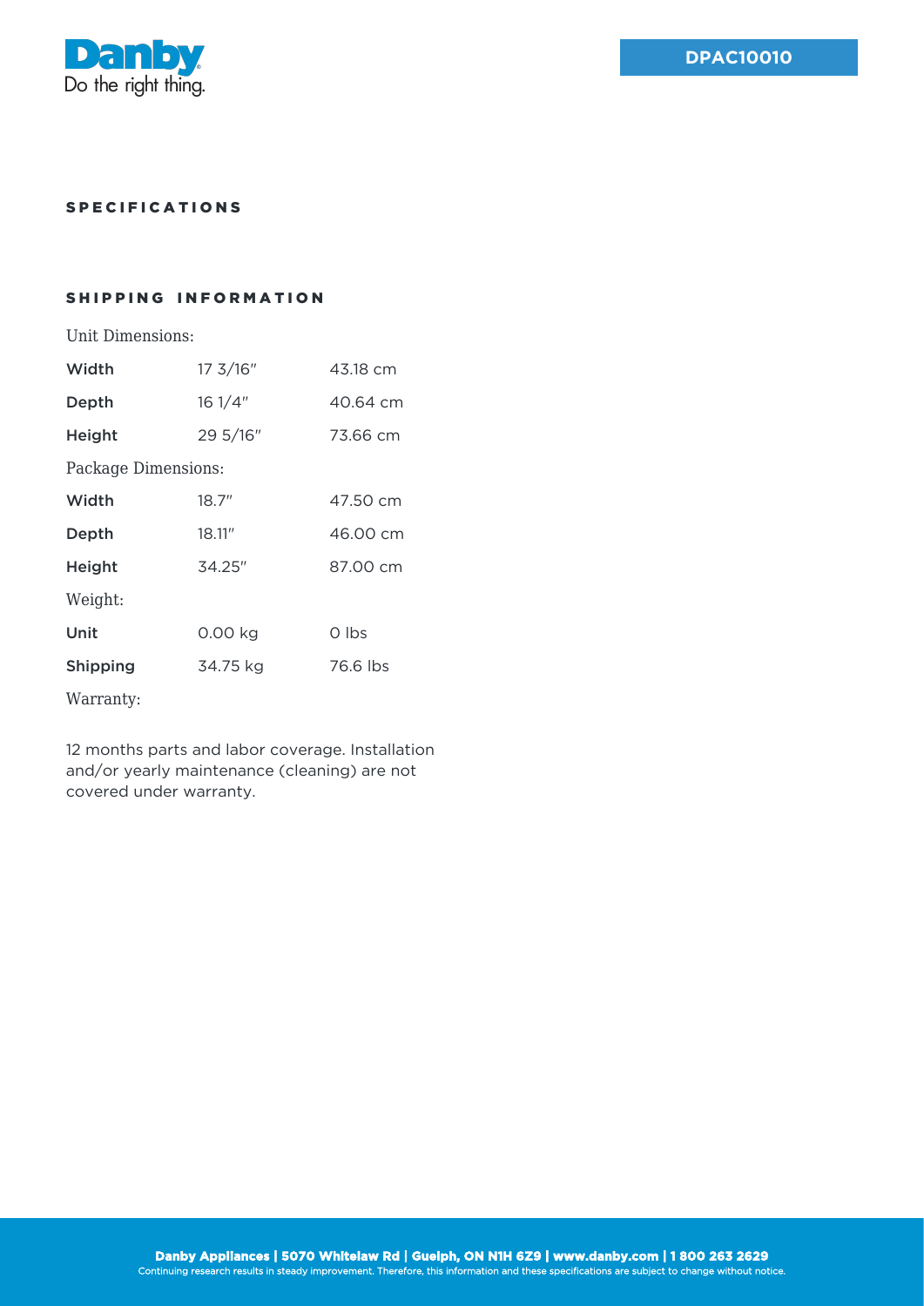Danby
Do the right thing.

DPAC10010

## SPECIFICATIONS

### SHIPPING INFORMATION

Unit Dimensions:

| | | |
|---|---|---|
| **Width** | 17 3/16" | 43.18 cm |
| **Depth** | 16 1/4" | 40.64 cm |
| **Height** | 29 5/16" | 73.66 cm |

Package Dimensions:

| | | |
|---|---|---|
| **Width** | 18.7" | 47.50 cm |
| **Depth** | 18.11" | 46.00 cm |
| **Height** | 34.25" | 87.00 cm |

Weight:

| | | |
|---|---|---|
| **Unit** | 0.00 kg | 0 lbs |
| **Shipping** | 34.75 kg | 76.6 lbs |

Warranty:

12 months parts and labor coverage. Installation and/or yearly maintenance (cleaning) are not covered under warranty.

**Danby Appliances | 5070 Whitelaw Rd | Guelph, ON N1H 6Z9 | www.danby.com | 1 800 263 2629**
Continuing research results in steady improvement. Therefore, this information and these specifications are subject to change without notice.